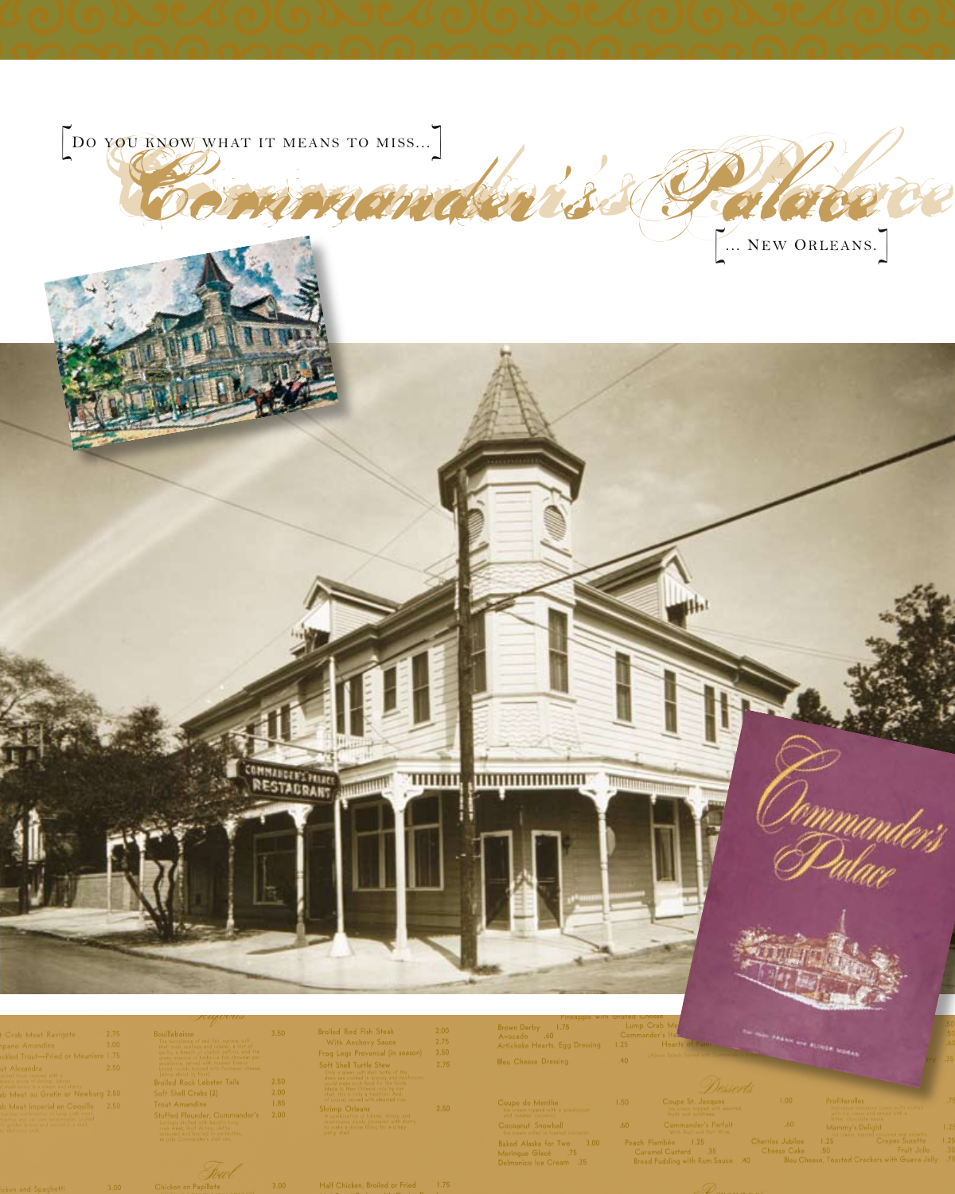[ Do you know what it means to miss... ]

# Commander's Palace

[ ... New Orleans. ]

Crab Meat Ravigote 2.75
Pompano Amandine 3.00
Speckled Trout—Fried or Meuniere 1.75
Trout Alexandra 2.50
Crab Meat au Gratin or Newburg 2.50
Crab Meat Imperial en Coquille 2.50

*Seafoods*

Bouillabaisse 3.50
Broiled Rock Lobster Tails 2.50
Soft Shell Crabs (2) 2.00
Trout Amandine 1.85
Stuffed Flounder, Commander's 2.00

Broiled Red Fish Steak 2.00
With Anchovy Sauce 2.75
Frog Legs Provencal (in season) 3.50
Soft Shell Turtle Stew 2.75
Shrimp Orleans 2.50

Brown Derby 1.75
Avocado .60
Artichoke Hearts, Egg Dressing 1.25
Bleu Cheese Dressing .40

Pineapple with Grated Cheese
Lump Crab Meat
Commander's
Hearts of Palm

*Desserts*

Coupe de Menthe 1.50
Cocoanut Snowball .60
Baked Alaska for Two 3.00
Meringue Glacé .75
Delmonico Ice Cream .35

Coupe St. Jacques 1.00
Commander's Parfait .60
Peach Flambée 1.25
Caramel Custard .35
Bread Pudding with Rum Sauce .40

Profiterolles
Mammy's Delight
Cherries Jubilee 1.25
Cheese Cake .50
Crepes Suzette
Fruit Jello
Bleu Cheese, Toasted Crackers with Guava Jelly

*Fowl*

Chicken and Spaghetti 3.00
Chicken en Papillote 3.00
Half Chicken, Broiled or Fried 1.75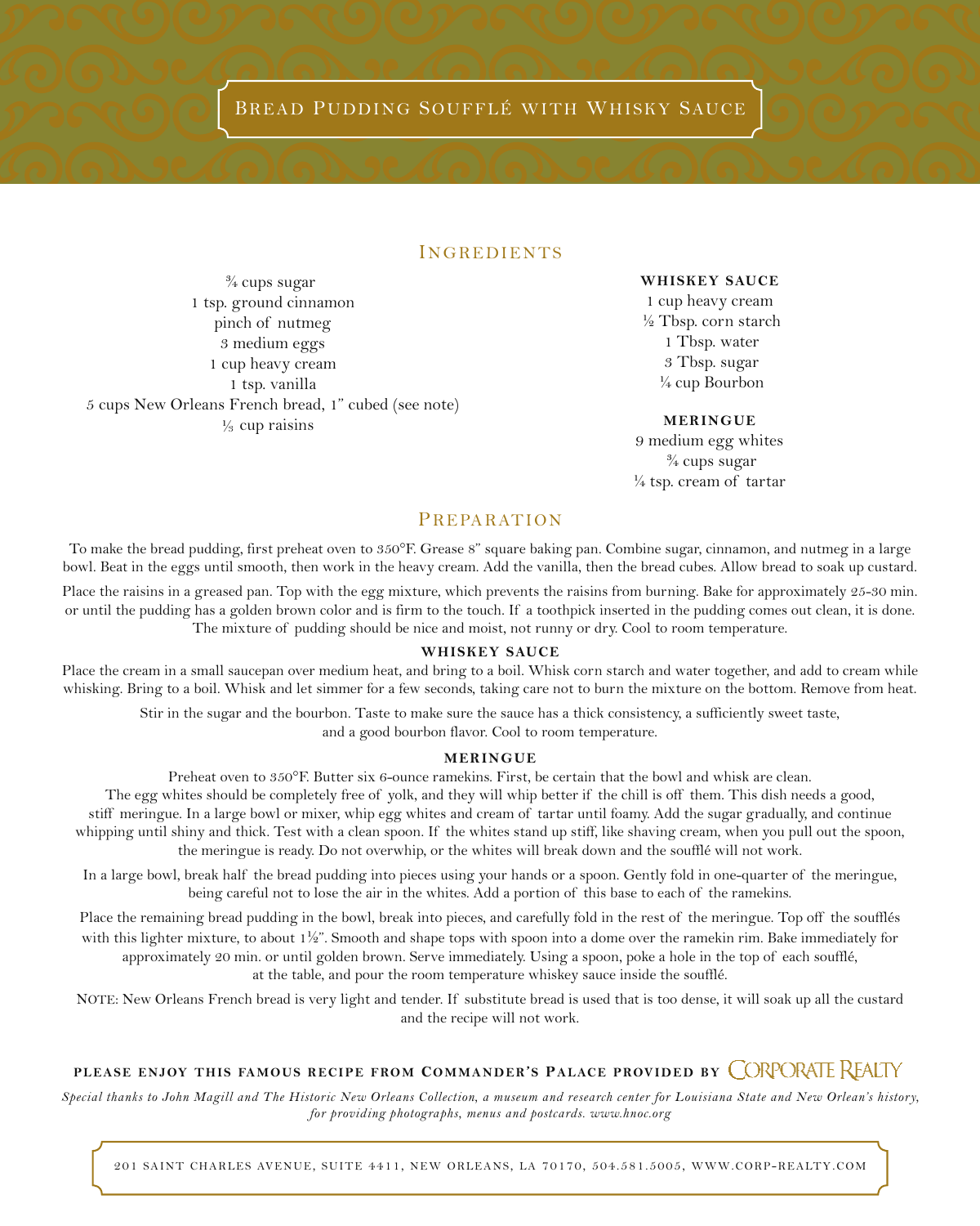# Bread Pudding Soufflé with Whisky Sauce

## Ingredients

¾ cups sugar
1 tsp. ground cinnamon
pinch of nutmeg
3 medium eggs
1 cup heavy cream
1 tsp. vanilla
5 cups New Orleans French bread, 1" cubed (see note)
⅓ cup raisins

**WHISKEY SAUCE**
1 cup heavy cream
½ Tbsp. corn starch
1 Tbsp. water
3 Tbsp. sugar
¼ cup Bourbon

**MERINGUE**
9 medium egg whites
¾ cups sugar
¼ tsp. cream of tartar

## Preparation

To make the bread pudding, first preheat oven to 350°F. Grease 8" square baking pan. Combine sugar, cinnamon, and nutmeg in a large bowl. Beat in the eggs until smooth, then work in the heavy cream. Add the vanilla, then the bread cubes. Allow bread to soak up custard.

Place the raisins in a greased pan. Top with the egg mixture, which prevents the raisins from burning. Bake for approximately 25-30 min. or until the pudding has a golden brown color and is firm to the touch. If a toothpick inserted in the pudding comes out clean, it is done. The mixture of pudding should be nice and moist, not runny or dry. Cool to room temperature.

### WHISKEY SAUCE

Place the cream in a small saucepan over medium heat, and bring to a boil. Whisk corn starch and water together, and add to cream while whisking. Bring to a boil. Whisk and let simmer for a few seconds, taking care not to burn the mixture on the bottom. Remove from heat.

Stir in the sugar and the bourbon. Taste to make sure the sauce has a thick consistency, a sufficiently sweet taste, and a good bourbon flavor. Cool to room temperature.

### MERINGUE

Preheat oven to 350°F. Butter six 6-ounce ramekins. First, be certain that the bowl and whisk are clean. The egg whites should be completely free of yolk, and they will whip better if the chill is off them. This dish needs a good, stiff meringue. In a large bowl or mixer, whip egg whites and cream of tartar until foamy. Add the sugar gradually, and continue whipping until shiny and thick. Test with a clean spoon. If the whites stand up stiff, like shaving cream, when you pull out the spoon, the meringue is ready. Do not overwhip, or the whites will break down and the soufflé will not work.

In a large bowl, break half the bread pudding into pieces using your hands or a spoon. Gently fold in one-quarter of the meringue, being careful not to lose the air in the whites. Add a portion of this base to each of the ramekins.

Place the remaining bread pudding in the bowl, break into pieces, and carefully fold in the rest of the meringue. Top off the soufflés with this lighter mixture, to about 1½". Smooth and shape tops with spoon into a dome over the ramekin rim. Bake immediately for approximately 20 min. or until golden brown. Serve immediately. Using a spoon, poke a hole in the top of each soufflé, at the table, and pour the room temperature whiskey sauce inside the soufflé.

NOTE: New Orleans French bread is very light and tender. If substitute bread is used that is too dense, it will soak up all the custard and the recipe will not work.

**PLEASE ENJOY THIS FAMOUS RECIPE FROM COMMANDER'S PALACE PROVIDED BY CORPORATE REALTY**

*Special thanks to John Magill and The Historic New Orleans Collection, a museum and research center for Louisiana State and New Orlean's history, for providing photographs, menus and postcards. www.hnoc.org*

201 SAINT CHARLES AVENUE, SUITE 4411, NEW ORLEANS, LA 70170, 504.581.5005, WWW.CORP-REALTY.COM